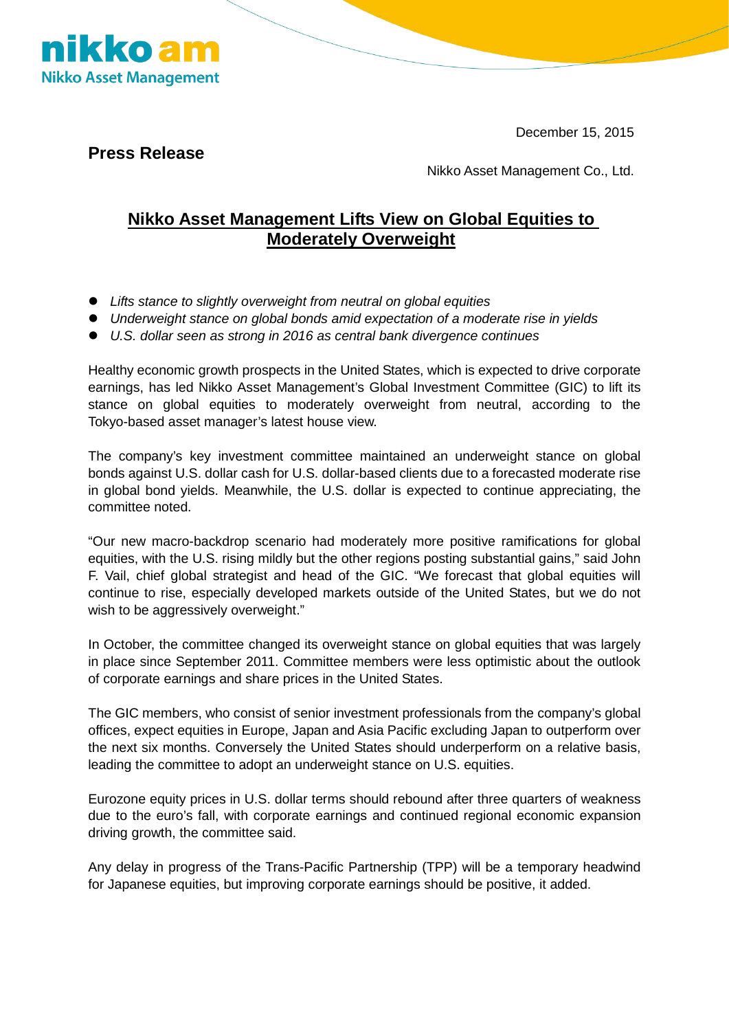nikko am
Nikko Asset Management

December 15, 2015

**Press Release**

Nikko Asset Management Co., Ltd.

# Nikko Asset Management Lifts View on Global Equities to Moderately Overweight

- *Lifts stance to slightly overweight from neutral on global equities*
- *Underweight stance on global bonds amid expectation of a moderate rise in yields*
- *U.S. dollar seen as strong in 2016 as central bank divergence continues*

Healthy economic growth prospects in the United States, which is expected to drive corporate earnings, has led Nikko Asset Management's Global Investment Committee (GIC) to lift its stance on global equities to moderately overweight from neutral, according to the Tokyo-based asset manager's latest house view.

The company's key investment committee maintained an underweight stance on global bonds against U.S. dollar cash for U.S. dollar-based clients due to a forecasted moderate rise in global bond yields. Meanwhile, the U.S. dollar is expected to continue appreciating, the committee noted.

"Our new macro-backdrop scenario had moderately more positive ramifications for global equities, with the U.S. rising mildly but the other regions posting substantial gains," said John F. Vail, chief global strategist and head of the GIC. "We forecast that global equities will continue to rise, especially developed markets outside of the United States, but we do not wish to be aggressively overweight."

In October, the committee changed its overweight stance on global equities that was largely in place since September 2011. Committee members were less optimistic about the outlook of corporate earnings and share prices in the United States.

The GIC members, who consist of senior investment professionals from the company's global offices, expect equities in Europe, Japan and Asia Pacific excluding Japan to outperform over the next six months. Conversely the United States should underperform on a relative basis, leading the committee to adopt an underweight stance on U.S. equities.

Eurozone equity prices in U.S. dollar terms should rebound after three quarters of weakness due to the euro's fall, with corporate earnings and continued regional economic expansion driving growth, the committee said.

Any delay in progress of the Trans-Pacific Partnership (TPP) will be a temporary headwind for Japanese equities, but improving corporate earnings should be positive, it added.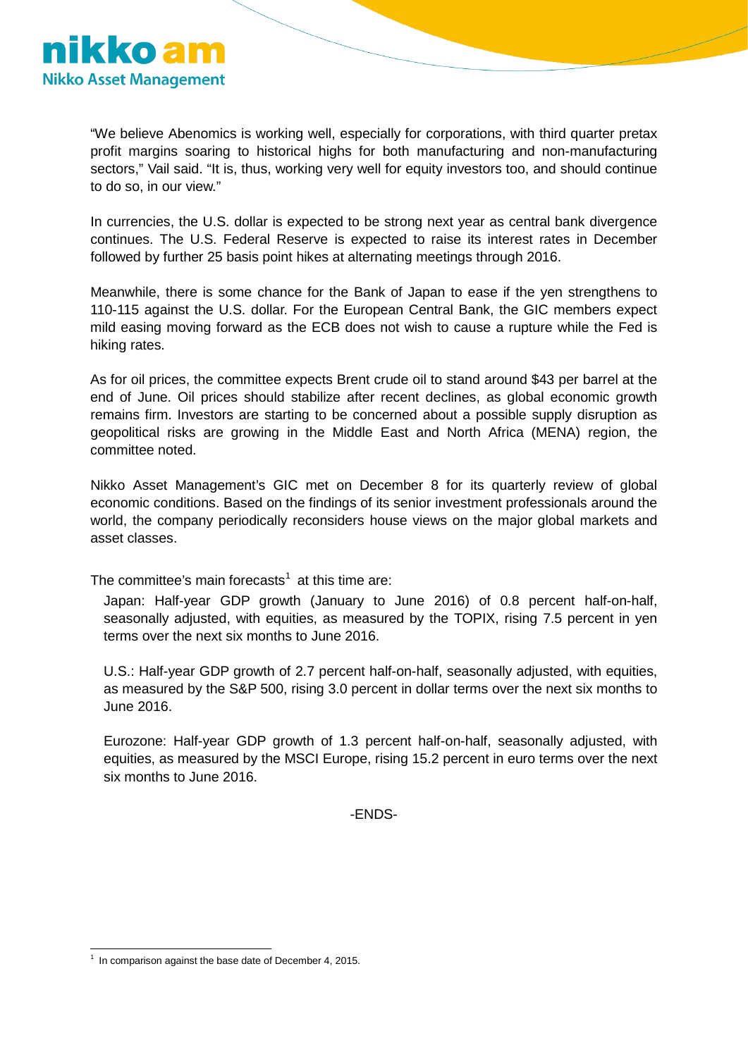"We believe Abenomics is working well, especially for corporations, with third quarter pretax profit margins soaring to historical highs for both manufacturing and non-manufacturing sectors," Vail said. "It is, thus, working very well for equity investors too, and should continue to do so, in our view."

In currencies, the U.S. dollar is expected to be strong next year as central bank divergence continues. The U.S. Federal Reserve is expected to raise its interest rates in December followed by further 25 basis point hikes at alternating meetings through 2016.

Meanwhile, there is some chance for the Bank of Japan to ease if the yen strengthens to 110-115 against the U.S. dollar. For the European Central Bank, the GIC members expect mild easing moving forward as the ECB does not wish to cause a rupture while the Fed is hiking rates.

As for oil prices, the committee expects Brent crude oil to stand around $43 per barrel at the end of June. Oil prices should stabilize after recent declines, as global economic growth remains firm. Investors are starting to be concerned about a possible supply disruption as geopolitical risks are growing in the Middle East and North Africa (MENA) region, the committee noted.

Nikko Asset Management's GIC met on December 8 for its quarterly review of global economic conditions. Based on the findings of its senior investment professionals around the world, the company periodically reconsiders house views on the major global markets and asset classes.

The committee's main forecasts[1] at this time are:

Japan: Half-year GDP growth (January to June 2016) of 0.8 percent half-on-half, seasonally adjusted, with equities, as measured by the TOPIX, rising 7.5 percent in yen terms over the next six months to June 2016.

U.S.: Half-year GDP growth of 2.7 percent half-on-half, seasonally adjusted, with equities, as measured by the S&P 500, rising 3.0 percent in dollar terms over the next six months to June 2016.

Eurozone: Half-year GDP growth of 1.3 percent half-on-half, seasonally adjusted, with equities, as measured by the MSCI Europe, rising 15.2 percent in euro terms over the next six months to June 2016.

-ENDS-

[1] In comparison against the base date of December 4, 2015.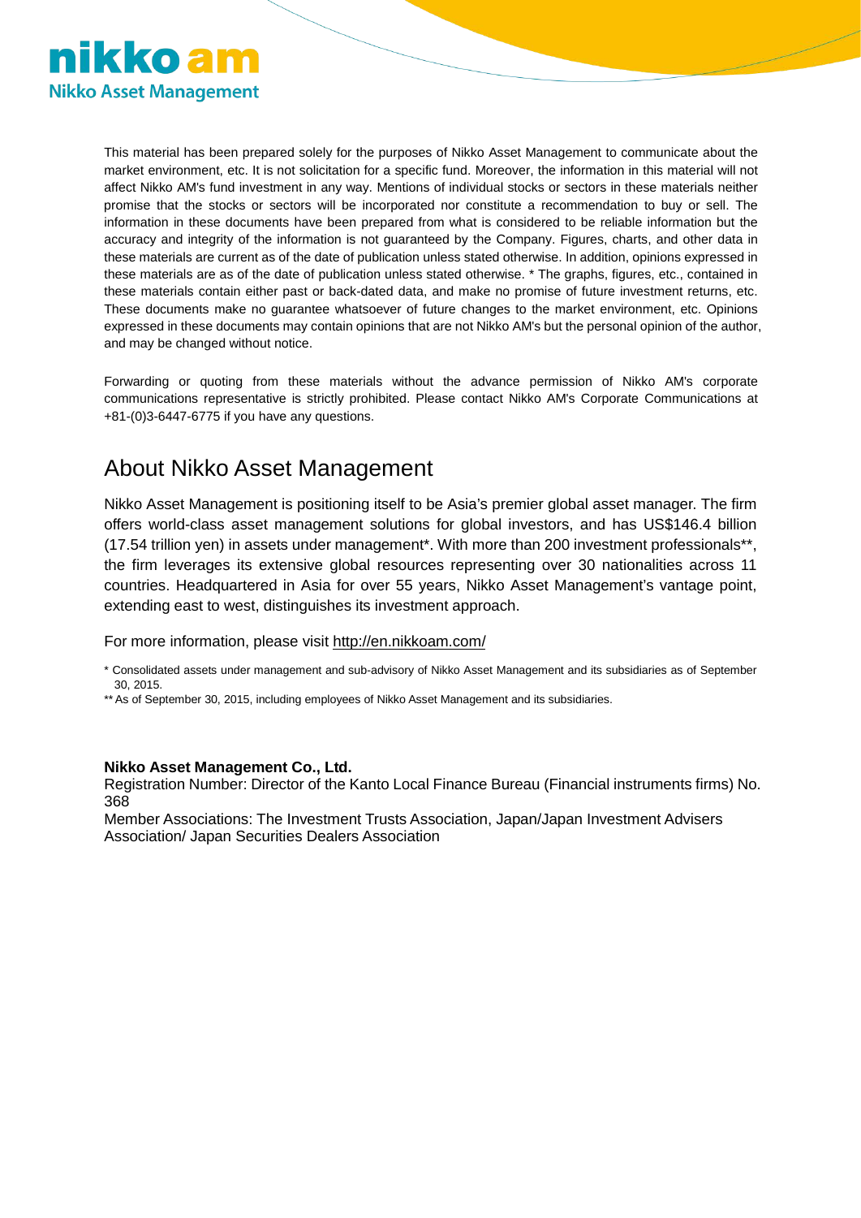This material has been prepared solely for the purposes of Nikko Asset Management to communicate about the market environment, etc. It is not solicitation for a specific fund. Moreover, the information in this material will not affect Nikko AM's fund investment in any way. Mentions of individual stocks or sectors in these materials neither promise that the stocks or sectors will be incorporated nor constitute a recommendation to buy or sell. The information in these documents have been prepared from what is considered to be reliable information but the accuracy and integrity of the information is not guaranteed by the Company. Figures, charts, and other data in these materials are current as of the date of publication unless stated otherwise. In addition, opinions expressed in these materials are as of the date of publication unless stated otherwise. * The graphs, figures, etc., contained in these materials contain either past or back-dated data, and make no promise of future investment returns, etc. These documents make no guarantee whatsoever of future changes to the market environment, etc. Opinions expressed in these documents may contain opinions that are not Nikko AM's but the personal opinion of the author, and may be changed without notice.

Forwarding or quoting from these materials without the advance permission of Nikko AM's corporate communications representative is strictly prohibited. Please contact Nikko AM's Corporate Communications at +81-(0)3-6447-6775 if you have any questions.

## About Nikko Asset Management

Nikko Asset Management is positioning itself to be Asia's premier global asset manager. The firm offers world-class asset management solutions for global investors, and has US$146.4 billion (17.54 trillion yen) in assets under management*. With more than 200 investment professionals**, the firm leverages its extensive global resources representing over 30 nationalities across 11 countries. Headquartered in Asia for over 55 years, Nikko Asset Management's vantage point, extending east to west, distinguishes its investment approach.

For more information, please visit http://en.nikkoam.com/

* Consolidated assets under management and sub-advisory of Nikko Asset Management and its subsidiaries as of September 30, 2015.

** As of September 30, 2015, including employees of Nikko Asset Management and its subsidiaries.

**Nikko Asset Management Co., Ltd.**
Registration Number: Director of the Kanto Local Finance Bureau (Financial instruments firms) No. 368
Member Associations: The Investment Trusts Association, Japan/Japan Investment Advisers Association/ Japan Securities Dealers Association